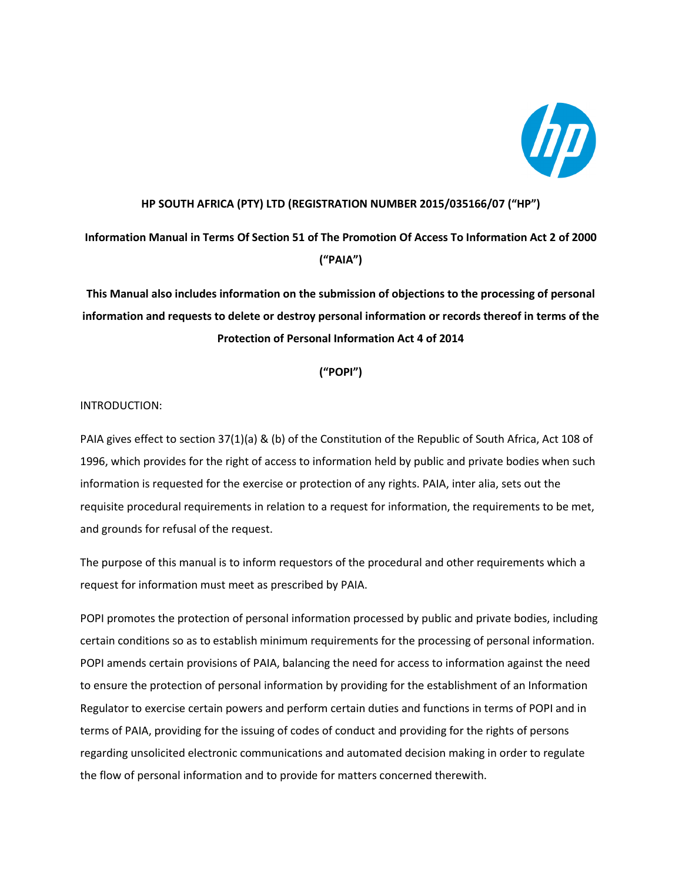**HP SOUTH AFRICA (PTY) LTD (REGISTRATION NUMBER 2015/035166/07 ("HP")**

**Information Manual in Terms Of Section 51 of The Promotion Of Access To Information Act 2 of 2000 ("PAIA")**

**This Manual also includes information on the submission of objections to the processing of personal information and requests to delete or destroy personal information or records thereof in terms of the Protection of Personal Information Act 4 of 2014**

**("POPI")**

INTRODUCTION:

PAIA gives effect to section 37(1)(a) & (b) of the Constitution of the Republic of South Africa, Act 108 of 1996, which provides for the right of access to information held by public and private bodies when such information is requested for the exercise or protection of any rights. PAIA, inter alia, sets out the requisite procedural requirements in relation to a request for information, the requirements to be met, and grounds for refusal of the request.

The purpose of this manual is to inform requestors of the procedural and other requirements which a request for information must meet as prescribed by PAIA.

POPI promotes the protection of personal information processed by public and private bodies, including certain conditions so as to establish minimum requirements for the processing of personal information. POPI amends certain provisions of PAIA, balancing the need for access to information against the need to ensure the protection of personal information by providing for the establishment of an Information Regulator to exercise certain powers and perform certain duties and functions in terms of POPI and in terms of PAIA, providing for the issuing of codes of conduct and providing for the rights of persons regarding unsolicited electronic communications and automated decision making in order to regulate the flow of personal information and to provide for matters concerned therewith.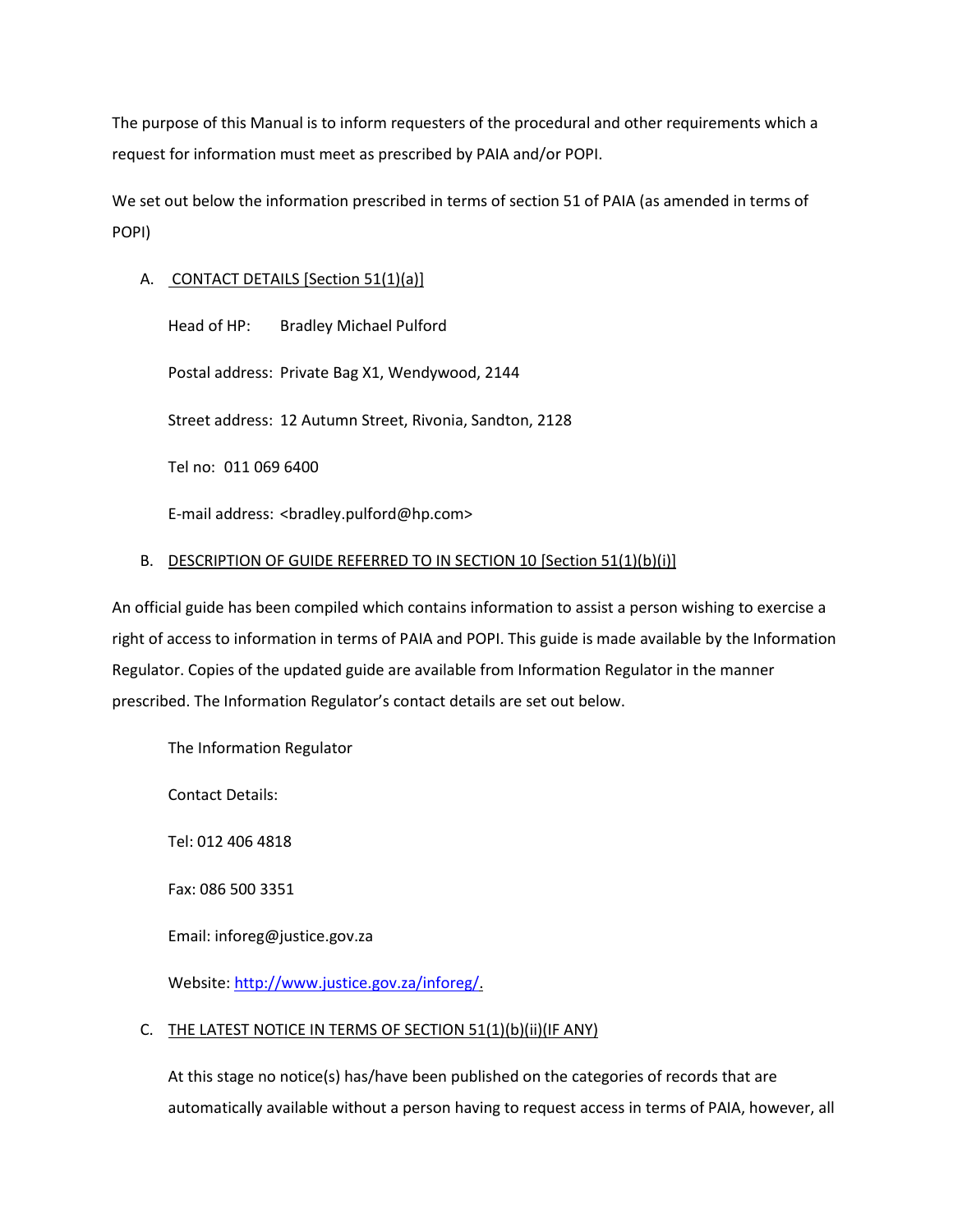The purpose of this Manual is to inform requesters of the procedural and other requirements which a request for information must meet as prescribed by PAIA and/or POPI.

We set out below the information prescribed in terms of section 51 of PAIA (as amended in terms of POPI)

A. CONTACT DETAILS [Section 51(1)(a)]

Head of HP: Bradley Michael Pulford

Postal address: Private Bag X1, Wendywood, 2144

Street address: 12 Autumn Street, Rivonia, Sandton, 2128

Tel no: 011 069 6400

E-mail address: <bradley.pulford@hp.com>

B. DESCRIPTION OF GUIDE REFERRED TO IN SECTION 10 [Section 51(1)(b)(i)]

An official guide has been compiled which contains information to assist a person wishing to exercise a right of access to information in terms of PAIA and POPI. This guide is made available by the Information Regulator. Copies of the updated guide are available from Information Regulator in the manner prescribed. The Information Regulator's contact details are set out below.

The Information Regulator

Contact Details:

Tel: 012 406 4818

Fax: 086 500 3351

Email: inforeg@justice.gov.za

Website: http://www.justice.gov.za/inforeg/.

C. THE LATEST NOTICE IN TERMS OF SECTION 51(1)(b)(ii)(IF ANY)

At this stage no notice(s) has/have been published on the categories of records that are automatically available without a person having to request access in terms of PAIA, however, all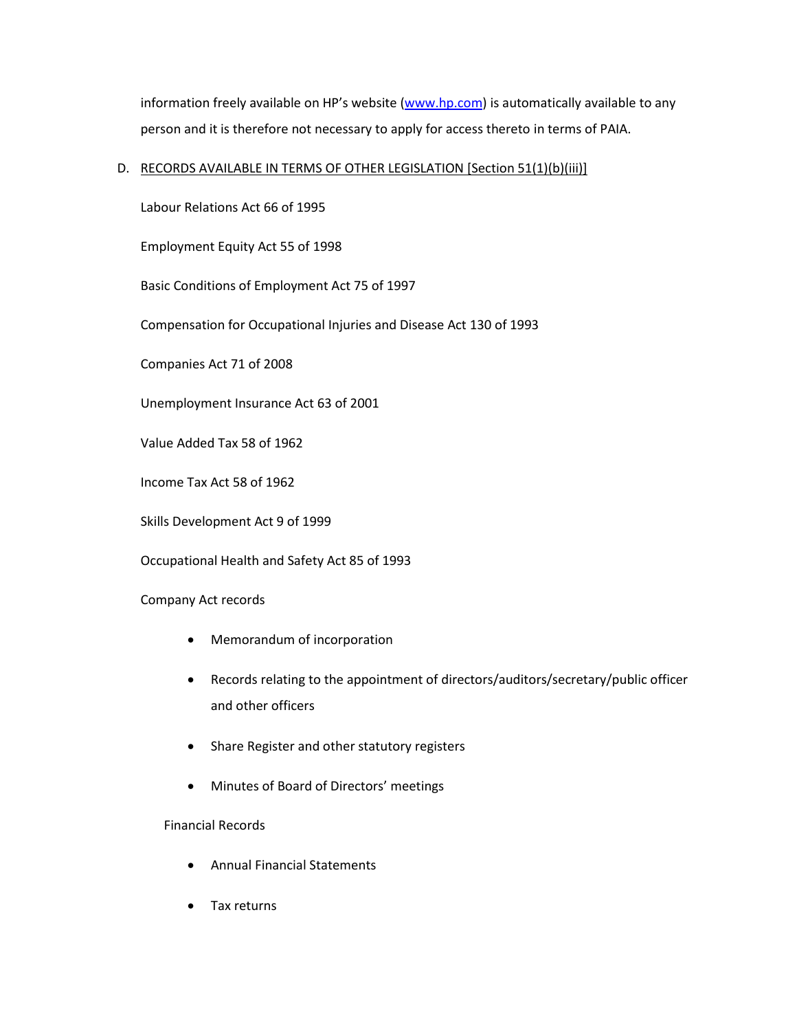information freely available on HP's website (www.hp.com) is automatically available to any person and it is therefore not necessary to apply for access thereto in terms of PAIA.

D. RECORDS AVAILABLE IN TERMS OF OTHER LEGISLATION [Section 51(1)(b)(iii)]

Labour Relations Act 66 of 1995

Employment Equity Act 55 of 1998

Basic Conditions of Employment Act 75 of 1997

Compensation for Occupational Injuries and Disease Act 130 of 1993

Companies Act 71 of 2008

Unemployment Insurance Act 63 of 2001

Value Added Tax 58 of 1962

Income Tax Act 58 of 1962

Skills Development Act 9 of 1999

Occupational Health and Safety Act 85 of 1993

Company Act records

- Memorandum of incorporation
- Records relating to the appointment of directors/auditors/secretary/public officer and other officers
- Share Register and other statutory registers
- Minutes of Board of Directors' meetings

Financial Records

- Annual Financial Statements
- Tax returns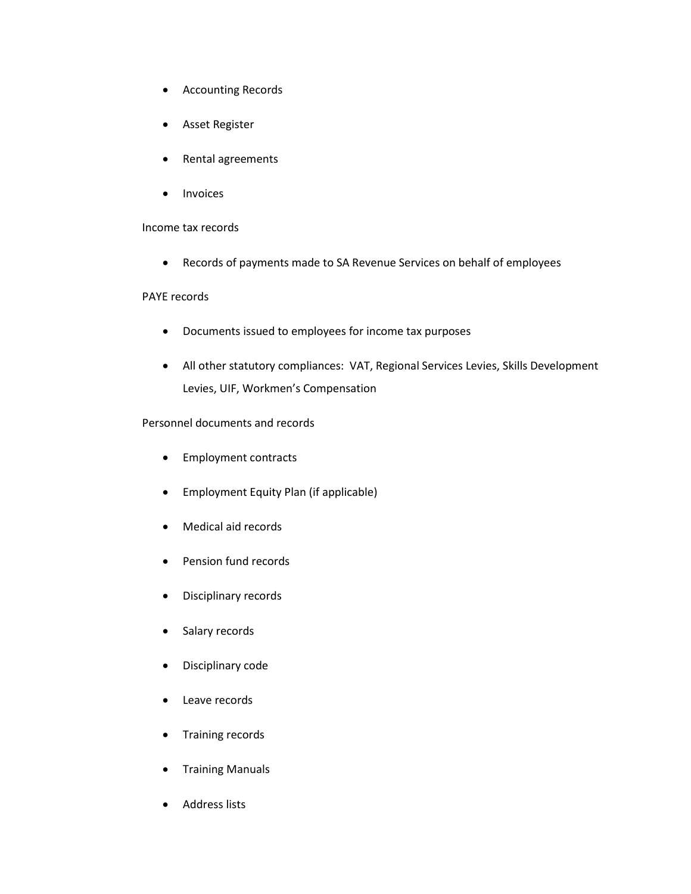- Accounting Records
- Asset Register
- Rental agreements
- Invoices

Income tax records

- Records of payments made to SA Revenue Services on behalf of employees

PAYE records

- Documents issued to employees for income tax purposes
- All other statutory compliances: VAT, Regional Services Levies, Skills Development Levies, UIF, Workmen's Compensation

Personnel documents and records

- Employment contracts
- Employment Equity Plan (if applicable)
- Medical aid records
- Pension fund records
- Disciplinary records
- Salary records
- Disciplinary code
- Leave records
- Training records
- Training Manuals
- Address lists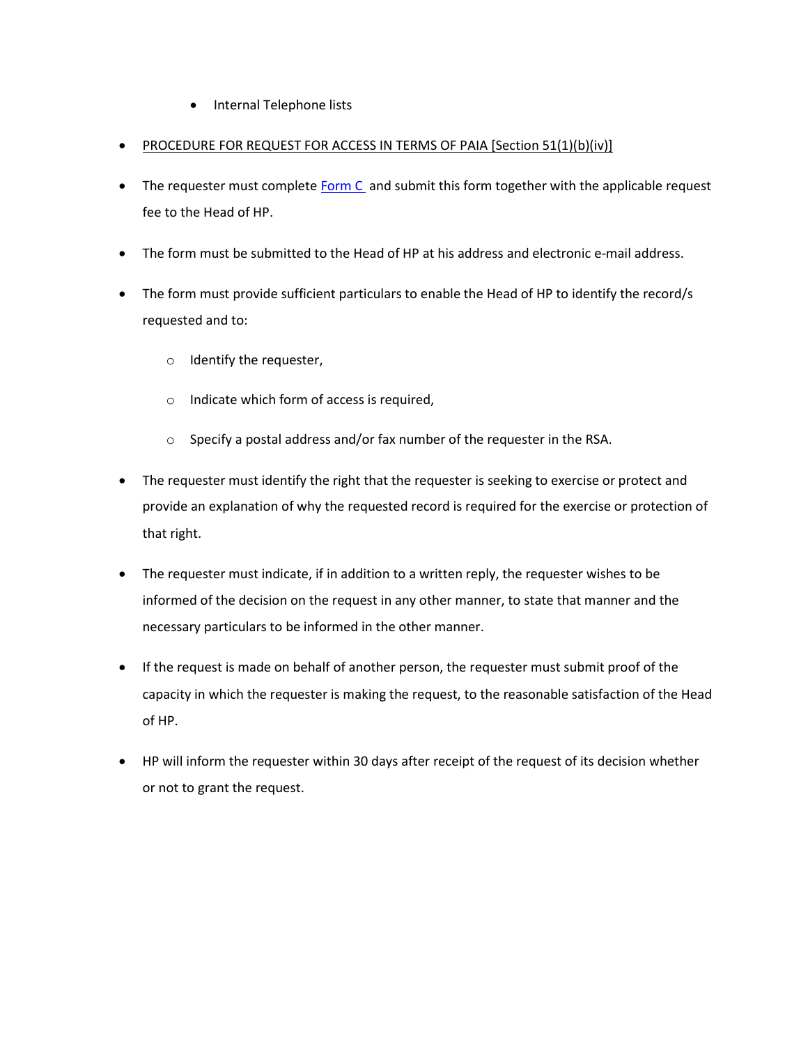- Internal Telephone lists

- PROCEDURE FOR REQUEST FOR ACCESS IN TERMS OF PAIA [Section 51(1)(b)(iv)]

- The requester must complete Form C and submit this form together with the applicable request fee to the Head of HP.

- The form must be submitted to the Head of HP at his address and electronic e-mail address.

- The form must provide sufficient particulars to enable the Head of HP to identify the record/s requested and to:

  - Identify the requester,
  - Indicate which form of access is required,
  - Specify a postal address and/or fax number of the requester in the RSA.

- The requester must identify the right that the requester is seeking to exercise or protect and provide an explanation of why the requested record is required for the exercise or protection of that right.

- The requester must indicate, if in addition to a written reply, the requester wishes to be informed of the decision on the request in any other manner, to state that manner and the necessary particulars to be informed in the other manner.

- If the request is made on behalf of another person, the requester must submit proof of the capacity in which the requester is making the request, to the reasonable satisfaction of the Head of HP.

- HP will inform the requester within 30 days after receipt of the request of its decision whether or not to grant the request.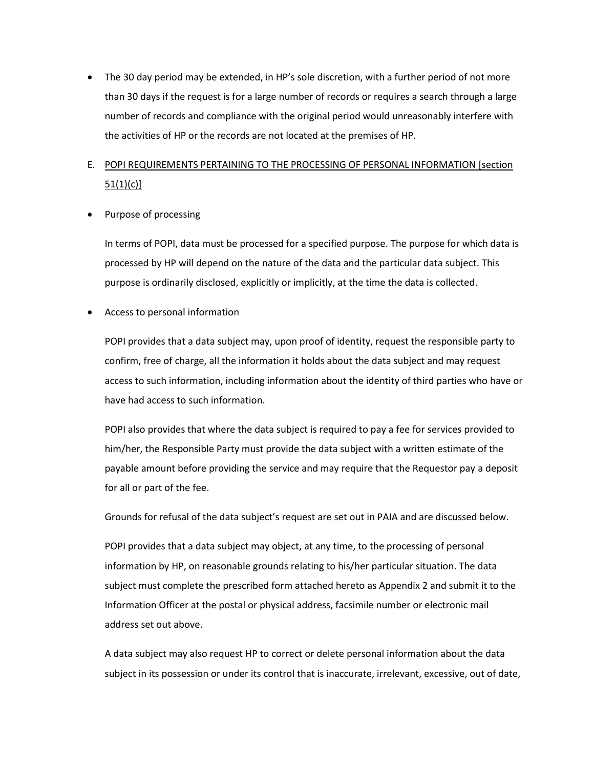- The 30 day period may be extended, in HP's sole discretion, with a further period of not more than 30 days if the request is for a large number of records or requires a search through a large number of records and compliance with the original period would unreasonably interfere with the activities of HP or the records are not located at the premises of HP.

E. <u>POPI REQUIREMENTS PERTAINING TO THE PROCESSING OF PERSONAL INFORMATION [section 51(1)(c)]</u>

- Purpose of processing

  In terms of POPI, data must be processed for a specified purpose. The purpose for which data is processed by HP will depend on the nature of the data and the particular data subject. This purpose is ordinarily disclosed, explicitly or implicitly, at the time the data is collected.

- Access to personal information

  POPI provides that a data subject may, upon proof of identity, request the responsible party to confirm, free of charge, all the information it holds about the data subject and may request access to such information, including information about the identity of third parties who have or have had access to such information.

  POPI also provides that where the data subject is required to pay a fee for services provided to him/her, the Responsible Party must provide the data subject with a written estimate of the payable amount before providing the service and may require that the Requestor pay a deposit for all or part of the fee.

  Grounds for refusal of the data subject's request are set out in PAIA and are discussed below.

  POPI provides that a data subject may object, at any time, to the processing of personal information by HP, on reasonable grounds relating to his/her particular situation. The data subject must complete the prescribed form attached hereto as Appendix 2 and submit it to the Information Officer at the postal or physical address, facsimile number or electronic mail address set out above.

  A data subject may also request HP to correct or delete personal information about the data subject in its possession or under its control that is inaccurate, irrelevant, excessive, out of date,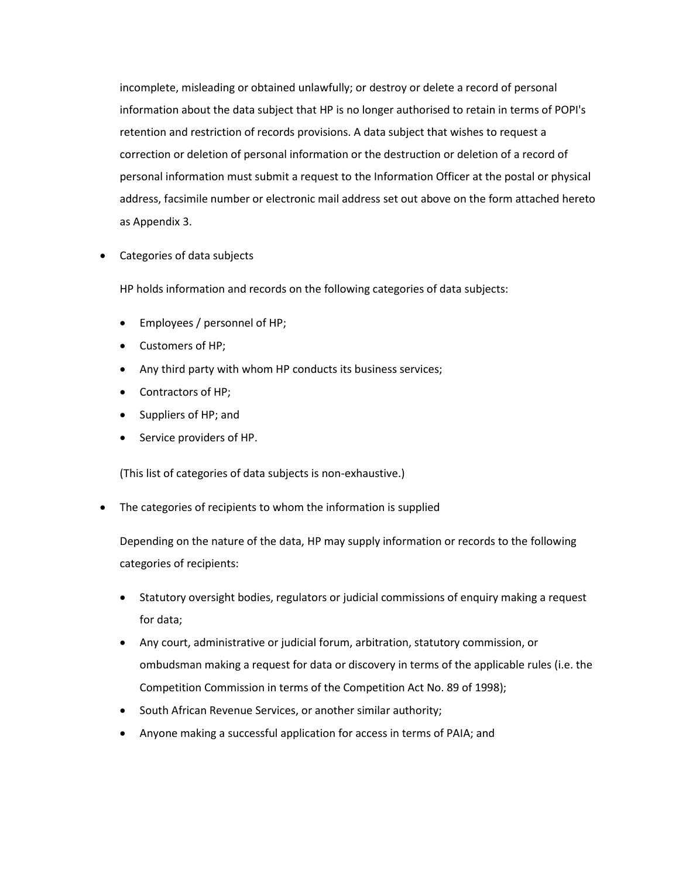incomplete, misleading or obtained unlawfully; or destroy or delete a record of personal information about the data subject that HP is no longer authorised to retain in terms of POPI's retention and restriction of records provisions. A data subject that wishes to request a correction or deletion of personal information or the destruction or deletion of a record of personal information must submit a request to the Information Officer at the postal or physical address, facsimile number or electronic mail address set out above on the form attached hereto as Appendix 3.

- Categories of data subjects

  HP holds information and records on the following categories of data subjects:

  - Employees / personnel of HP;
  - Customers of HP;
  - Any third party with whom HP conducts its business services;
  - Contractors of HP;
  - Suppliers of HP; and
  - Service providers of HP.

  (This list of categories of data subjects is non-exhaustive.)

- The categories of recipients to whom the information is supplied

  Depending on the nature of the data, HP may supply information or records to the following categories of recipients:

  - Statutory oversight bodies, regulators or judicial commissions of enquiry making a request for data;
  - Any court, administrative or judicial forum, arbitration, statutory commission, or ombudsman making a request for data or discovery in terms of the applicable rules (i.e. the Competition Commission in terms of the Competition Act No. 89 of 1998);
  - South African Revenue Services, or another similar authority;
  - Anyone making a successful application for access in terms of PAIA; and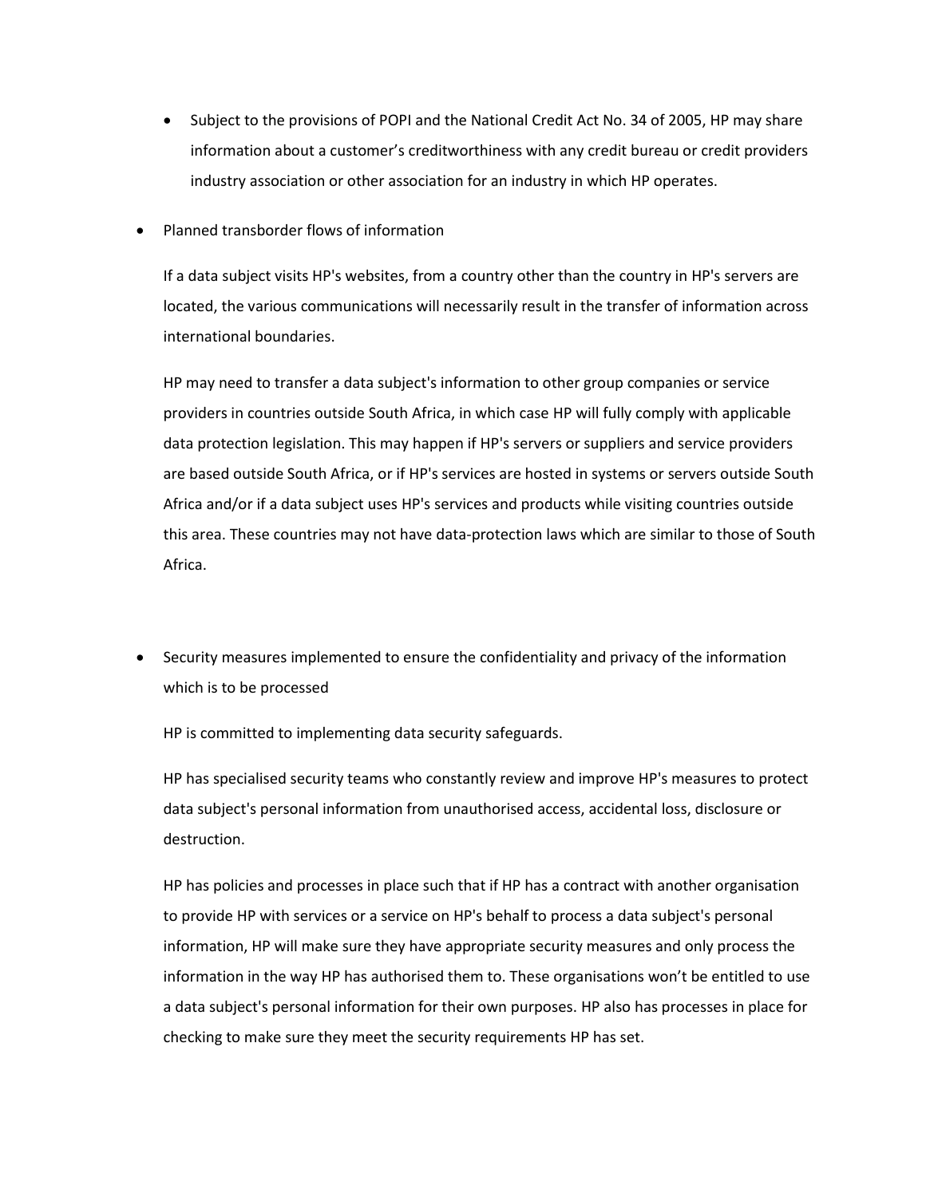- Subject to the provisions of POPI and the National Credit Act No. 34 of 2005, HP may share information about a customer's creditworthiness with any credit bureau or credit providers industry association or other association for an industry in which HP operates.

- Planned transborder flows of information

  If a data subject visits HP's websites, from a country other than the country in HP's servers are located, the various communications will necessarily result in the transfer of information across international boundaries.

  HP may need to transfer a data subject's information to other group companies or service providers in countries outside South Africa, in which case HP will fully comply with applicable data protection legislation. This may happen if HP's servers or suppliers and service providers are based outside South Africa, or if HP's services are hosted in systems or servers outside South Africa and/or if a data subject uses HP's services and products while visiting countries outside this area. These countries may not have data-protection laws which are similar to those of South Africa.

- Security measures implemented to ensure the confidentiality and privacy of the information which is to be processed

  HP is committed to implementing data security safeguards.

  HP has specialised security teams who constantly review and improve HP's measures to protect data subject's personal information from unauthorised access, accidental loss, disclosure or destruction.

  HP has policies and processes in place such that if HP has a contract with another organisation to provide HP with services or a service on HP's behalf to process a data subject's personal information, HP will make sure they have appropriate security measures and only process the information in the way HP has authorised them to. These organisations won't be entitled to use a data subject's personal information for their own purposes. HP also has processes in place for checking to make sure they meet the security requirements HP has set.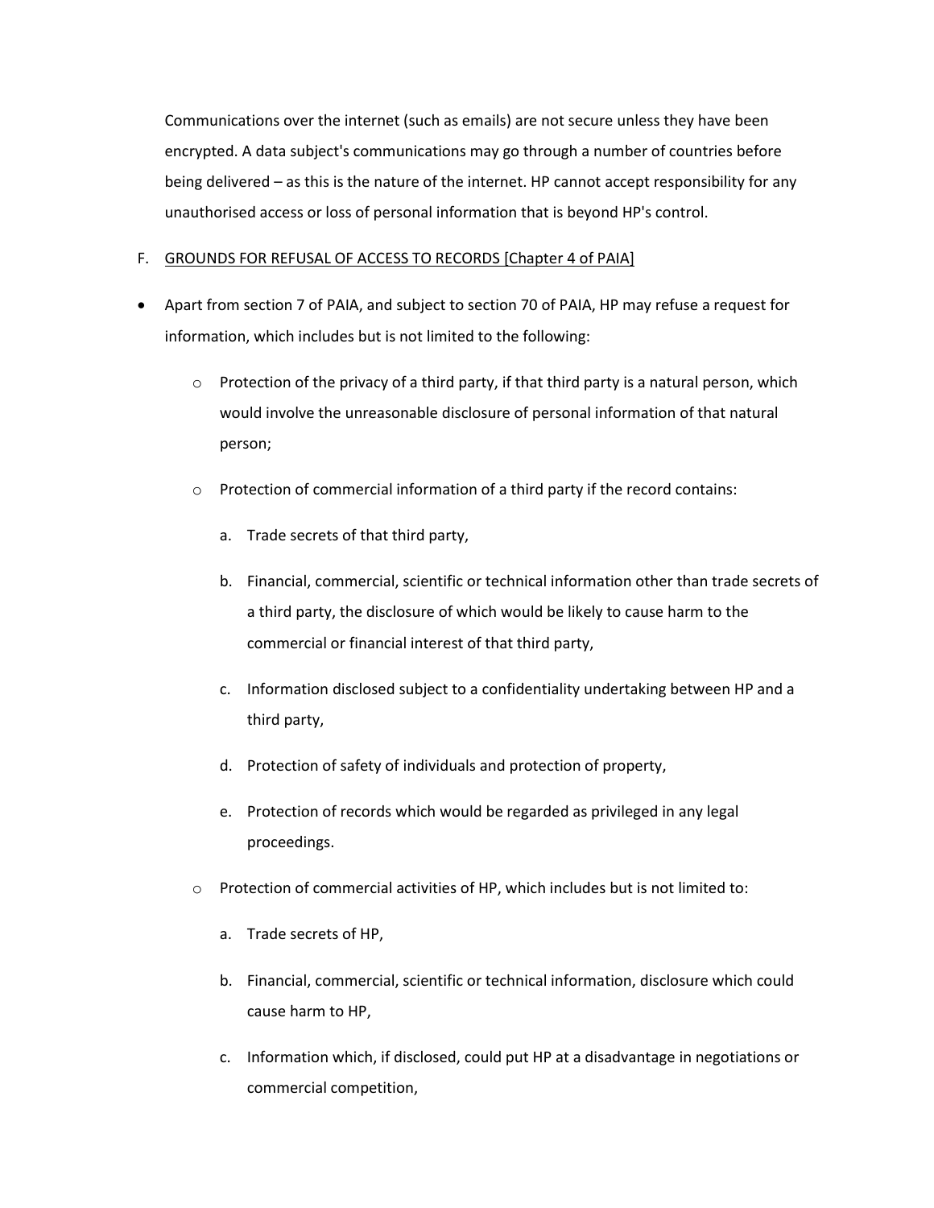Communications over the internet (such as emails) are not secure unless they have been encrypted. A data subject's communications may go through a number of countries before being delivered – as this is the nature of the internet. HP cannot accept responsibility for any unauthorised access or loss of personal information that is beyond HP's control.

F. <u>GROUNDS FOR REFUSAL OF ACCESS TO RECORDS [Chapter 4 of PAIA]</u>

- Apart from section 7 of PAIA, and subject to section 70 of PAIA, HP may refuse a request for information, which includes but is not limited to the following:
  - Protection of the privacy of a third party, if that third party is a natural person, which would involve the unreasonable disclosure of personal information of that natural person;
  - Protection of commercial information of a third party if the record contains:
    a. Trade secrets of that third party,
    b. Financial, commercial, scientific or technical information other than trade secrets of a third party, the disclosure of which would be likely to cause harm to the commercial or financial interest of that third party,
    c. Information disclosed subject to a confidentiality undertaking between HP and a third party,
    d. Protection of safety of individuals and protection of property,
    e. Protection of records which would be regarded as privileged in any legal proceedings.
  - Protection of commercial activities of HP, which includes but is not limited to:
    a. Trade secrets of HP,
    b. Financial, commercial, scientific or technical information, disclosure which could cause harm to HP,
    c. Information which, if disclosed, could put HP at a disadvantage in negotiations or commercial competition,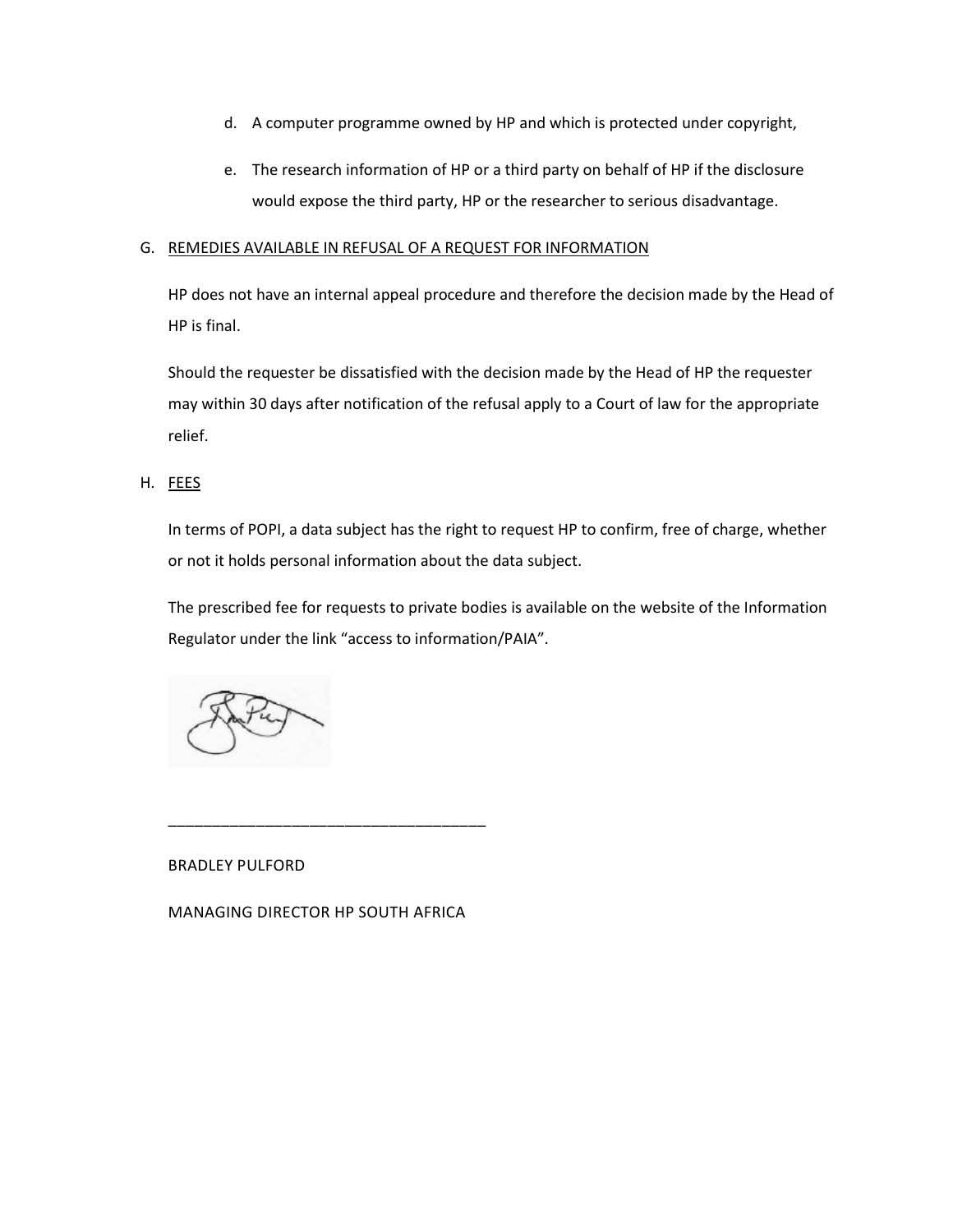d. A computer programme owned by HP and which is protected under copyright,

e. The research information of HP or a third party on behalf of HP if the disclosure would expose the third party, HP or the researcher to serious disadvantage.

## G. REMEDIES AVAILABLE IN REFUSAL OF A REQUEST FOR INFORMATION

HP does not have an internal appeal procedure and therefore the decision made by the Head of HP is final.

Should the requester be dissatisfied with the decision made by the Head of HP the requester may within 30 days after notification of the refusal apply to a Court of law for the appropriate relief.

## H. FEES

In terms of POPI, a data subject has the right to request HP to confirm, free of charge, whether or not it holds personal information about the data subject.

The prescribed fee for requests to private bodies is available on the website of the Information Regulator under the link "access to information/PAIA".

_____________________________________

BRADLEY PULFORD

MANAGING DIRECTOR HP SOUTH AFRICA